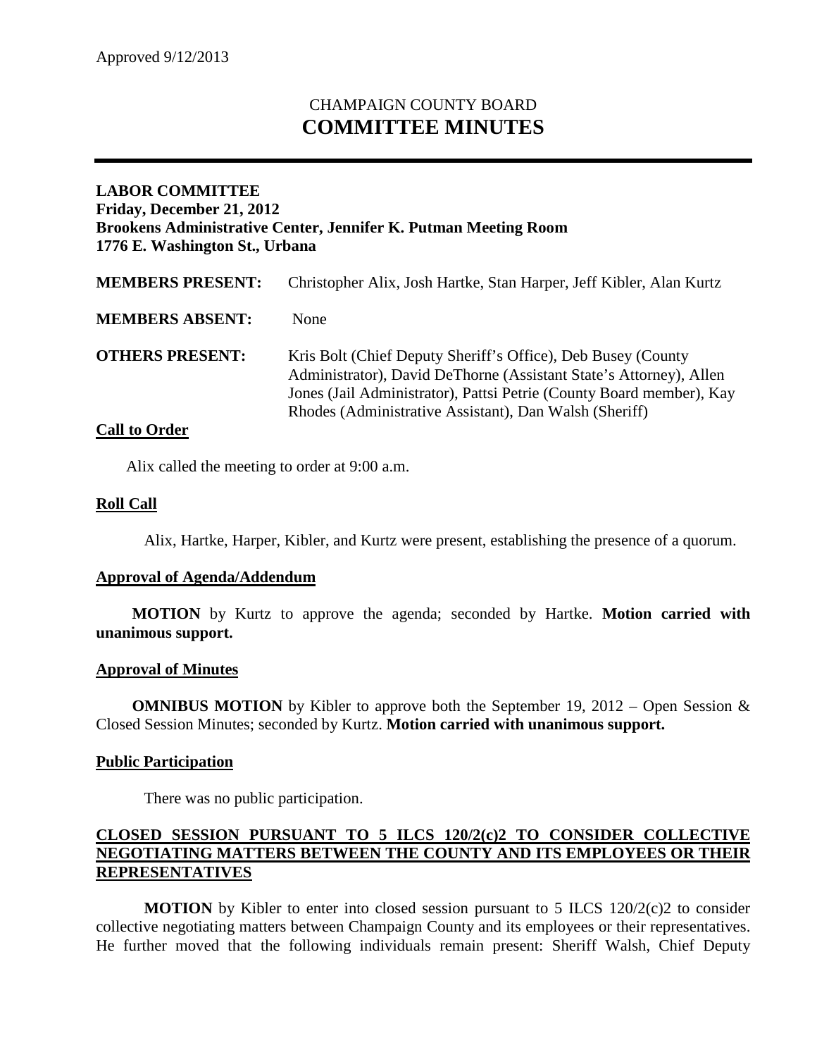Approved 9/12/2013

# CHAMPAIGN COUNTY BOARD
# COMMITTEE MINUTES

**LABOR COMMITTEE**
**Friday, December 21, 2012**
**Brookens Administrative Center, Jennifer K. Putman Meeting Room**
**1776 E. Washington St., Urbana**

| | |
|---|---|
| **MEMBERS PRESENT:** | Christopher Alix, Josh Hartke, Stan Harper, Jeff Kibler, Alan Kurtz |
| **MEMBERS ABSENT:** | None |
| **OTHERS PRESENT:** | Kris Bolt (Chief Deputy Sheriff's Office), Deb Busey (County Administrator), David DeThorne (Assistant State's Attorney), Allen Jones (Jail Administrator), Pattsi Petrie (County Board member), Kay Rhodes (Administrative Assistant), Dan Walsh (Sheriff) |

## Call to Order

Alix called the meeting to order at 9:00 a.m.

## Roll Call

Alix, Hartke, Harper, Kibler, and Kurtz were present, establishing the presence of a quorum.

## Approval of Agenda/Addendum

**MOTION** by Kurtz to approve the agenda; seconded by Hartke. **Motion carried with unanimous support.**

## Approval of Minutes

**OMNIBUS MOTION** by Kibler to approve both the September 19, 2012 – Open Session & Closed Session Minutes; seconded by Kurtz. **Motion carried with unanimous support.**

## Public Participation

There was no public participation.

## CLOSED SESSION PURSUANT TO 5 ILCS 120/2(c)2 TO CONSIDER COLLECTIVE NEGOTIATING MATTERS BETWEEN THE COUNTY AND ITS EMPLOYEES OR THEIR REPRESENTATIVES

**MOTION** by Kibler to enter into closed session pursuant to 5 ILCS 120/2(c)2 to consider collective negotiating matters between Champaign County and its employees or their representatives. He further moved that the following individuals remain present: Sheriff Walsh, Chief Deputy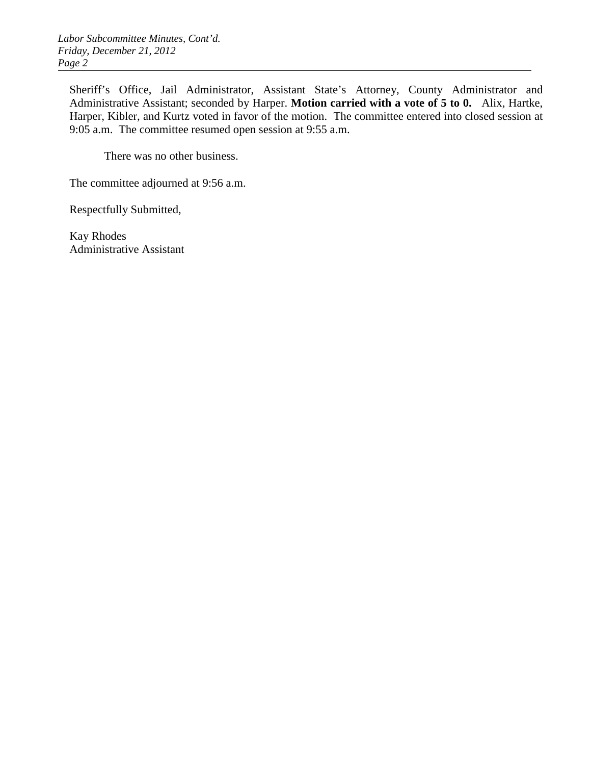Sheriff's Office, Jail Administrator, Assistant State's Attorney, County Administrator and Administrative Assistant; seconded by Harper. **Motion carried with a vote of 5 to 0.** Alix, Hartke, Harper, Kibler, and Kurtz voted in favor of the motion. The committee entered into closed session at 9:05 a.m. The committee resumed open session at 9:55 a.m.

There was no other business.

The committee adjourned at 9:56 a.m.

Respectfully Submitted,

Kay Rhodes
Administrative Assistant